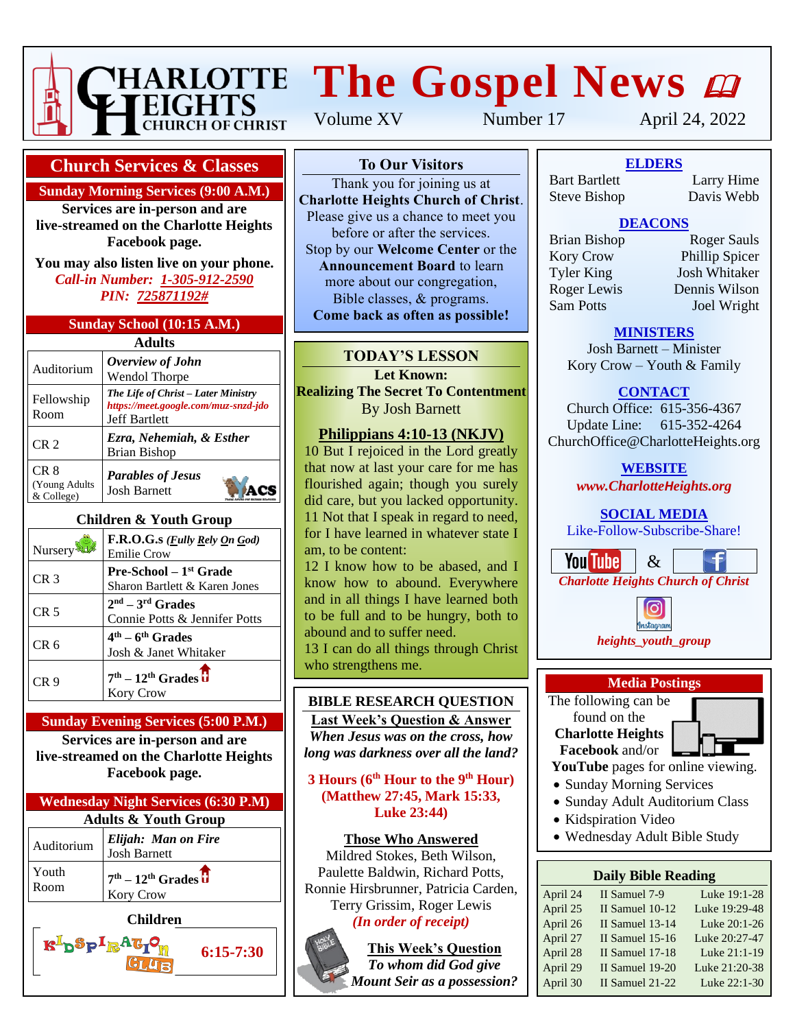# Charlotte Heights Church of Christ

# The Gospel News

Volume XV | Number 17 | April 24, 2022

## Church Services & Classes

### Sunday Morning Services (9:00 A.M.)

**Services are in-person and are live-streamed on the Charlotte Heights Facebook page.**

**You may also listen live on your phone.**

***Call-in Number: 1-305-912-2590***
***PIN: 725871192#***

### Sunday School (10:15 A.M.)

**Adults**

| Room | Class |
|---|---|
| Auditorium | ***Overview of John*** Wendol Thorpe |
| Fellowship Room | ***The Life of Christ – Later Ministry*** *https://meet.google.com/muz-snzd-jdo* Jeff Bartlett |
| CR 2 | ***Ezra, Nehemiah, & Esther*** Brian Bishop |
| CR 8 (Young Adults & College) | ***Parables of Jesus*** Josh Barnett |

**Children & Youth Group**

| Room | Class |
|---|---|
| Nursery | **F.R.O.G.s** ***(Fully Rely On God)*** Emilie Crow |
| CR 3 | **Pre-School – 1st Grade** Sharon Bartlett & Karen Jones |
| CR 5 | **2nd – 3rd Grades** Connie Potts & Jennifer Potts |
| CR 6 | **4th – 6th Grades** Josh & Janet Whitaker |
| CR 9 | **7th – 12th Grades** Kory Crow |

### Sunday Evening Services (5:00 P.M.)

**Services are in-person and are live-streamed on the Charlotte Heights Facebook page.**

### Wednesday Night Services (6:30 P.M)

**Adults & Youth Group**

| Room | Class |
|---|---|
| Auditorium | ***Elijah: Man on Fire*** Josh Barnett |
| Youth Room | **7th – 12th Grades** Kory Crow |

**Children**

Kidspiration Club **6:15-7:30**

## To Our Visitors

Thank you for joining us at **Charlotte Heights Church of Christ**. Please give us a chance to meet you before or after the services. Stop by our **Welcome Center** or the **Announcement Board** to learn more about our congregation, Bible classes, & programs. **Come back as often as possible!**

## TODAY'S LESSON

**Let Known:**
**Realizing The Secret To Contentment**
By Josh Barnett

**Philippians 4:10-13 (NKJV)**

10 But I rejoiced in the Lord greatly that now at last your care for me has flourished again; though you surely did care, but you lacked opportunity.
11 Not that I speak in regard to need, for I have learned in whatever state I am, to be content:
12 I know how to be abased, and I know how to abound. Everywhere and in all things I have learned both to be full and to be hungry, both to abound and to suffer need.
13 I can do all things through Christ who strengthens me.

## BIBLE RESEARCH QUESTION

**Last Week's Question & Answer**

***When Jesus was on the cross, how long was darkness over all the land?***

**3 Hours (6th Hour to the 9th Hour) (Matthew 27:45, Mark 15:33, Luke 23:44)**

**Those Who Answered**

Mildred Stokes, Beth Wilson, Paulette Baldwin, Richard Potts, Ronnie Hirsbrunner, Patricia Carden, Terry Grissim, Roger Lewis
***(In order of receipt)***

**This Week's Question**

***To whom did God give Mount Seir as a possession?***

## ELDERS

Bart Bartlett, Larry Hime, Steve Bishop, Davis Webb

## DEACONS

Brian Bishop, Roger Sauls, Kory Crow, Phillip Spicer, Tyler King, Josh Whitaker, Roger Lewis, Dennis Wilson, Sam Potts, Joel Wright

## MINISTERS

Josh Barnett – Minister
Kory Crow – Youth & Family

## CONTACT

Church Office: 615-356-4367
Update Line: 615-352-4264
ChurchOffice@CharlotteHeights.org

## WEBSITE

***www.CharlotteHeights.org***

## SOCIAL MEDIA

Like-Follow-Subscribe-Share!

YouTube & Facebook
***Charlotte Heights Church of Christ***

Instagram
***heights_youth_group***

## Media Postings

The following can be found on the **Charlotte Heights Facebook** and/or **YouTube** pages for online viewing.

- Sunday Morning Services
- Sunday Adult Auditorium Class
- Kidspiration Video
- Wednesday Adult Bible Study

## Daily Bible Reading

| Date | Old Testament | New Testament |
|---|---|---|
| April 24 | II Samuel 7-9 | Luke 19:1-28 |
| April 25 | II Samuel 10-12 | Luke 19:29-48 |
| April 26 | II Samuel 13-14 | Luke 20:1-26 |
| April 27 | II Samuel 15-16 | Luke 20:27-47 |
| April 28 | II Samuel 17-18 | Luke 21:1-19 |
| April 29 | II Samuel 19-20 | Luke 21:20-38 |
| April 30 | II Samuel 21-22 | Luke 22:1-30 |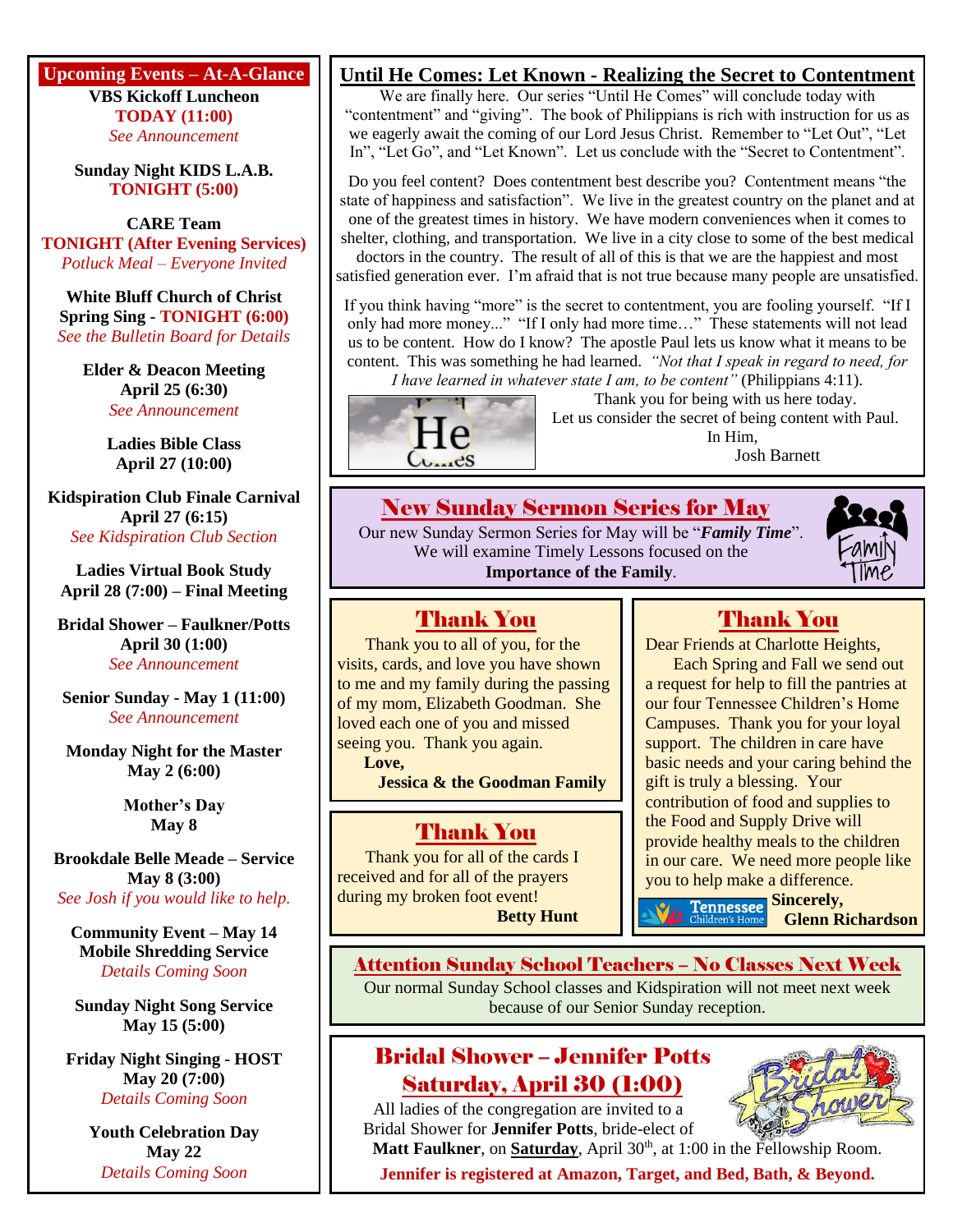## Upcoming Events – At-A-Glance

**VBS Kickoff Luncheon**
**TODAY (11:00)**
*See Announcement*

**Sunday Night KIDS L.A.B.**
**TONIGHT (5:00)**

**CARE Team**
**TONIGHT (After Evening Services)**
*Potluck Meal – Everyone Invited*

**White Bluff Church of Christ Spring Sing - TONIGHT (6:00)**
*See the Bulletin Board for Details*

**Elder & Deacon Meeting**
**April 25 (6:30)**
*See Announcement*

**Ladies Bible Class**
**April 27 (10:00)**

**Kidspiration Club Finale Carnival**
**April 27 (6:15)**
*See Kidspiration Club Section*

**Ladies Virtual Book Study**
**April 28 (7:00) – Final Meeting**

**Bridal Shower – Faulkner/Potts**
**April 30 (1:00)**
*See Announcement*

**Senior Sunday - May 1 (11:00)**
*See Announcement*

**Monday Night for the Master**
**May 2 (6:00)**

**Mother's Day**
**May 8**

**Brookdale Belle Meade – Service**
**May 8 (3:00)**
*See Josh if you would like to help.*

**Community Event – May 14**
**Mobile Shredding Service**
*Details Coming Soon*

**Sunday Night Song Service**
**May 15 (5:00)**

**Friday Night Singing - HOST**
**May 20 (7:00)**
*Details Coming Soon*

**Youth Celebration Day**
**May 22**
*Details Coming Soon*

## Until He Comes: Let Known - Realizing the Secret to Contentment

We are finally here. Our series "Until He Comes" will conclude today with "contentment" and "giving". The book of Philippians is rich with instruction for us as we eagerly await the coming of our Lord Jesus Christ. Remember to "Let Out", "Let In", "Let Go", and "Let Known". Let us conclude with the "Secret to Contentment".

Do you feel content? Does contentment best describe you? Contentment means "the state of happiness and satisfaction". We live in the greatest country on the planet and at one of the greatest times in history. We have modern conveniences when it comes to shelter, clothing, and transportation. We live in a city close to some of the best medical doctors in the country. The result of all of this is that we are the happiest and most satisfied generation ever. I'm afraid that is not true because many people are unsatisfied.

If you think having "more" is the secret to contentment, you are fooling yourself. "If I only had more money..." "If I only had more time…" These statements will not lead us to be content. How do I know? The apostle Paul lets us know what it means to be content. This was something he had learned. *"Not that I speak in regard to need, for I have learned in whatever state I am, to be content"* (Philippians 4:11).

Thank you for being with us here today.
Let us consider the secret of being content with Paul.
In Him,
Josh Barnett

## New Sunday Sermon Series for May

Our new Sunday Sermon Series for May will be "***Family Time***".
We will examine Timely Lessons focused on the
**Importance of the Family**.

## Thank You

Thank you to all of you, for the visits, cards, and love you have shown to me and my family during the passing of my mom, Elizabeth Goodman. She loved each one of you and missed seeing you. Thank you again.

**Love,**
**Jessica & the Goodman Family**

## Thank You

Thank you for all of the cards I received and for all of the prayers during my broken foot event!

**Betty Hunt**

## Thank You

Dear Friends at Charlotte Heights,

Each Spring and Fall we send out a request for help to fill the pantries at our four Tennessee Children's Home Campuses. Thank you for your loyal support. The children in care have basic needs and your caring behind the gift is truly a blessing. Your contribution of food and supplies to the Food and Supply Drive will provide healthy meals to the children in our care. We need more people like you to help make a difference.

**Sincerely,**
**Glenn Richardson**

## Attention Sunday School Teachers – No Classes Next Week

Our normal Sunday School classes and Kidspiration will not meet next week because of our Senior Sunday reception.

## Bridal Shower – Jennifer Potts
## Saturday, April 30 (1:00)

All ladies of the congregation are invited to a Bridal Shower for **Jennifer Potts**, bride-elect of **Matt Faulkner**, on **Saturday**, April 30th, at 1:00 in the Fellowship Room.

**Jennifer is registered at Amazon, Target, and Bed, Bath, & Beyond.**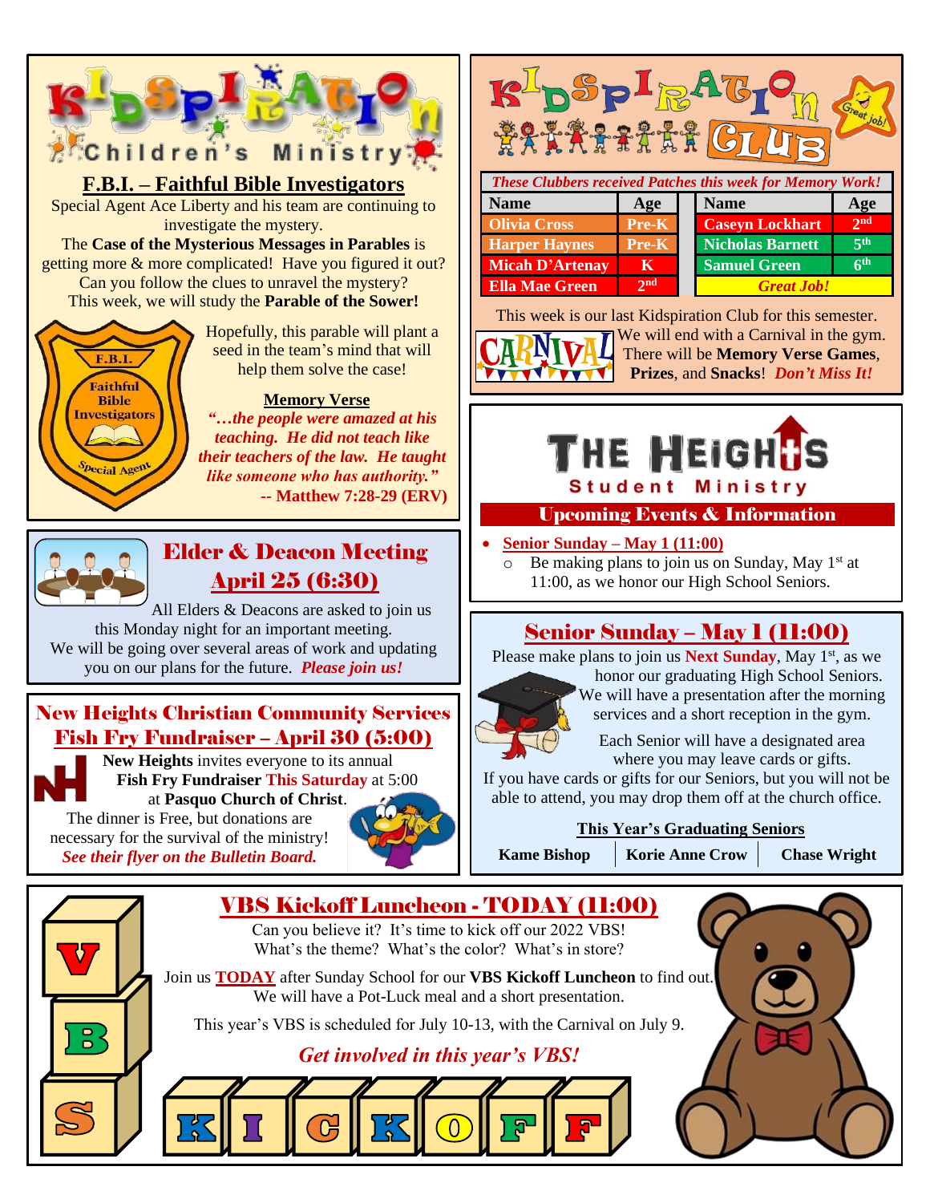# Kidspiration Children's Ministry

## F.B.I. – Faithful Bible Investigators

Special Agent Ace Liberty and his team are continuing to investigate the mystery.
The **Case of the Mysterious Messages in Parables** is getting more & more complicated! Have you figured it out? Can you follow the clues to unravel the mystery?
This week, we will study the **Parable of the Sower!**

Hopefully, this parable will plant a seed in the team's mind that will help them solve the case!

**Memory Verse**

***"…the people were amazed at his teaching. He did not teach like their teachers of the law. He taught like someone who has authority."***
**-- Matthew 7:28-29 (ERV)**

## Kidspiration Club

***These Clubbers received Patches this week for Memory Work!***

| Name | Age | Name | Age |
|---|---|---|---|
| Olivia Cross | Pre-K | Caseyn Lockhart | 2nd |
| Harper Haynes | Pre-K | Nicholas Barnett | 5th |
| Micah D'Artenay | K | Samuel Green | 6th |
| Ella Mae Green | 2nd | *Great Job!* | |

This week is our last Kidspiration Club for this semester. We will end with a Carnival in the gym. There will be **Memory Verse Games**, **Prizes**, and **Snacks**! ***Don't Miss It!***

## Elder & Deacon Meeting
## April 25 (6:30)

All Elders & Deacons are asked to join us this Monday night for an important meeting. We will be going over several areas of work and updating you on our plans for the future. ***Please join us!***

## The Heights Student Ministry

### Upcoming Events & Information

- **Senior Sunday – May 1 (11:00)**
  - Be making plans to join us on Sunday, May 1st at 11:00, as we honor our High School Seniors.

## New Heights Christian Community Services
## Fish Fry Fundraiser – April 30 (5:00)

**New Heights** invites everyone to its annual **Fish Fry Fundraiser This Saturday** at 5:00 at **Pasquo Church of Christ**.
The dinner is Free, but donations are necessary for the survival of the ministry!
*See their flyer on the Bulletin Board.*

## Senior Sunday – May 1 (11:00)

Please make plans to join us on **Next Sunday**, May 1st, as we honor our graduating High School Seniors. We will have a presentation after the morning services and a short reception in the gym.

Each Senior will have a designated area where you may leave cards or gifts.
If you have cards or gifts for our Seniors, but you will not be able to attend, you may drop them off at the church office.

**This Year's Graduating Seniors**

**Kame Bishop** | **Korie Anne Crow** | **Chase Wright**

## VBS Kickoff Luncheon - TODAY (11:00)

Can you believe it? It's time to kick off our 2022 VBS!
What's the theme? What's the color? What's in store?

Join us **TODAY** after Sunday School for our **VBS Kickoff Luncheon** to find out. We will have a Pot-Luck meal and a short presentation.

This year's VBS is scheduled for July 10-13, with the Carnival on July 9.

***Get involved in this year's VBS!***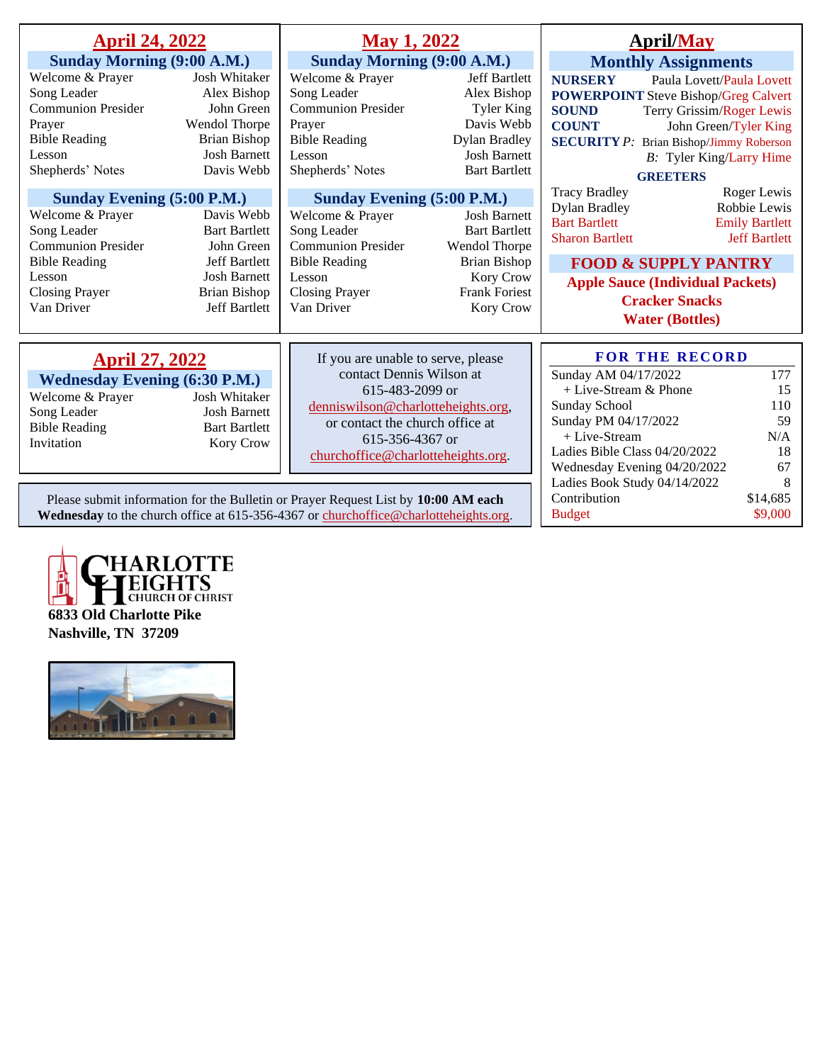## April 24, 2022

### Sunday Morning (9:00 A.M.)

| | |
|---|---|
| Welcome & Prayer | Josh Whitaker |
| Song Leader | Alex Bishop |
| Communion Presider | John Green |
| Prayer | Wendol Thorpe |
| Bible Reading | Brian Bishop |
| Lesson | Josh Barnett |
| Shepherds' Notes | Davis Webb |

### Sunday Evening (5:00 P.M.)

| | |
|---|---|
| Welcome & Prayer | Davis Webb |
| Song Leader | Bart Bartlett |
| Communion Presider | John Green |
| Bible Reading | Jeff Bartlett |
| Lesson | Josh Barnett |
| Closing Prayer | Brian Bishop |
| Van Driver | Jeff Bartlett |

## May 1, 2022

### Sunday Morning (9:00 A.M.)

| | |
|---|---|
| Welcome & Prayer | Jeff Bartlett |
| Song Leader | Alex Bishop |
| Communion Presider | Tyler King |
| Prayer | Davis Webb |
| Bible Reading | Dylan Bradley |
| Lesson | Josh Barnett |
| Shepherds' Notes | Bart Bartlett |

### Sunday Evening (5:00 P.M.)

| | |
|---|---|
| Welcome & Prayer | Josh Barnett |
| Song Leader | Bart Bartlett |
| Communion Presider | Wendol Thorpe |
| Bible Reading | Brian Bishop |
| Lesson | Kory Crow |
| Closing Prayer | Frank Foriest |
| Van Driver | Kory Crow |

## April/May

### Monthly Assignments

| | |
|---|---|
| **NURSERY** | Paula Lovett/Paula Lovett |
| **POWERPOINT** | Steve Bishop/Greg Calvert |
| **SOUND** | Terry Grissim/Roger Lewis |
| **COUNT** | John Green/Tyler King |
| **SECURITY** *P:* | Brian Bishop/Jimmy Roberson |
| *B:* | Tyler King/Larry Hime |

**GREETERS**

| | |
|---|---|
| Tracy Bradley | Roger Lewis |
| Dylan Bradley | Robbie Lewis |
| Bart Bartlett | Emily Bartlett |
| Sharon Bartlett | Jeff Bartlett |

### FOOD & SUPPLY PANTRY

**Apple Sauce (Individual Packets)**
**Cracker Snacks**
**Water (Bottles)**

## April 27, 2022

### Wednesday Evening (6:30 P.M.)

| | |
|---|---|
| Welcome & Prayer | Josh Whitaker |
| Song Leader | Josh Barnett |
| Bible Reading | Bart Bartlett |
| Invitation | Kory Crow |

If you are unable to serve, please contact Dennis Wilson at 615-483-2099 or denniswilson@charlotteheights.org, or contact the church office at 615-356-4367 or churchoffice@charlotteheights.org.

Please submit information for the Bulletin or Prayer Request List by **10:00 AM each Wednesday** to the church office at 615-356-4367 or churchoffice@charlotteheights.org.

### FOR THE RECORD

| | |
|---|---|
| Sunday AM 04/17/2022 | 177 |
| + Live-Stream & Phone | 15 |
| Sunday School | 110 |
| Sunday PM 04/17/2022 | 59 |
| + Live-Stream | N/A |
| Ladies Bible Class 04/20/2022 | 18 |
| Wednesday Evening 04/20/2022 | 67 |
| Ladies Book Study 04/14/2022 | 8 |
| Contribution | $14,685 |
| Budget | $9,000 |

CHARLOTTE HEIGHTS CHURCH OF CHRIST

**6833 Old Charlotte Pike**
**Nashville, TN 37209**